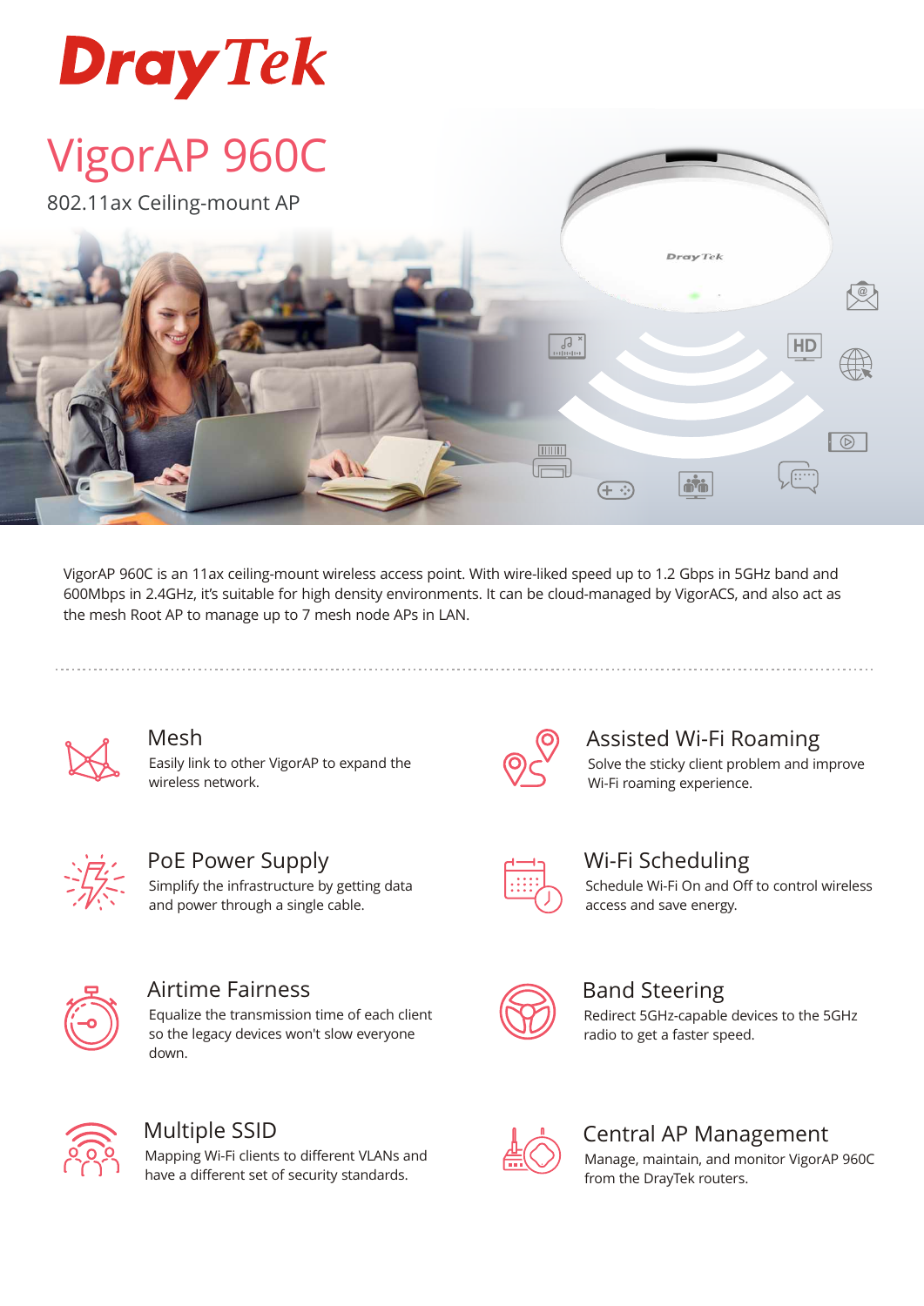DrayTek

# VigorAP 960C

802.11ax Ceiling-mount AP

VigorAP 960C is an 11ax ceiling-mount wireless access point. With wire-liked speed up to 1.2 Gbps in 5GHz band and 600Mbps in 2.4GHz, it's suitable for high density environments. It can be cloud-managed by VigorACS, and also act as the mesh Root AP to manage up to 7 mesh node APs in LAN.

## Mesh

Easily link to other VigorAP to expand the wireless network.

## Assisted Wi-Fi Roaming

Solve the sticky client problem and improve Wi-Fi roaming experience.

## PoE Power Supply

Simplify the infrastructure by getting data and power through a single cable.

## Wi-Fi Scheduling

Schedule Wi-Fi On and Off to control wireless access and save energy.

## Airtime Fairness

Equalize the transmission time of each client so the legacy devices won't slow everyone down.

## Band Steering

Redirect 5GHz-capable devices to the 5GHz radio to get a faster speed.

## Multiple SSID

Mapping Wi-Fi clients to different VLANs and have a different set of security standards.

## Central AP Management

Manage, maintain, and monitor VigorAP 960C from the DrayTek routers.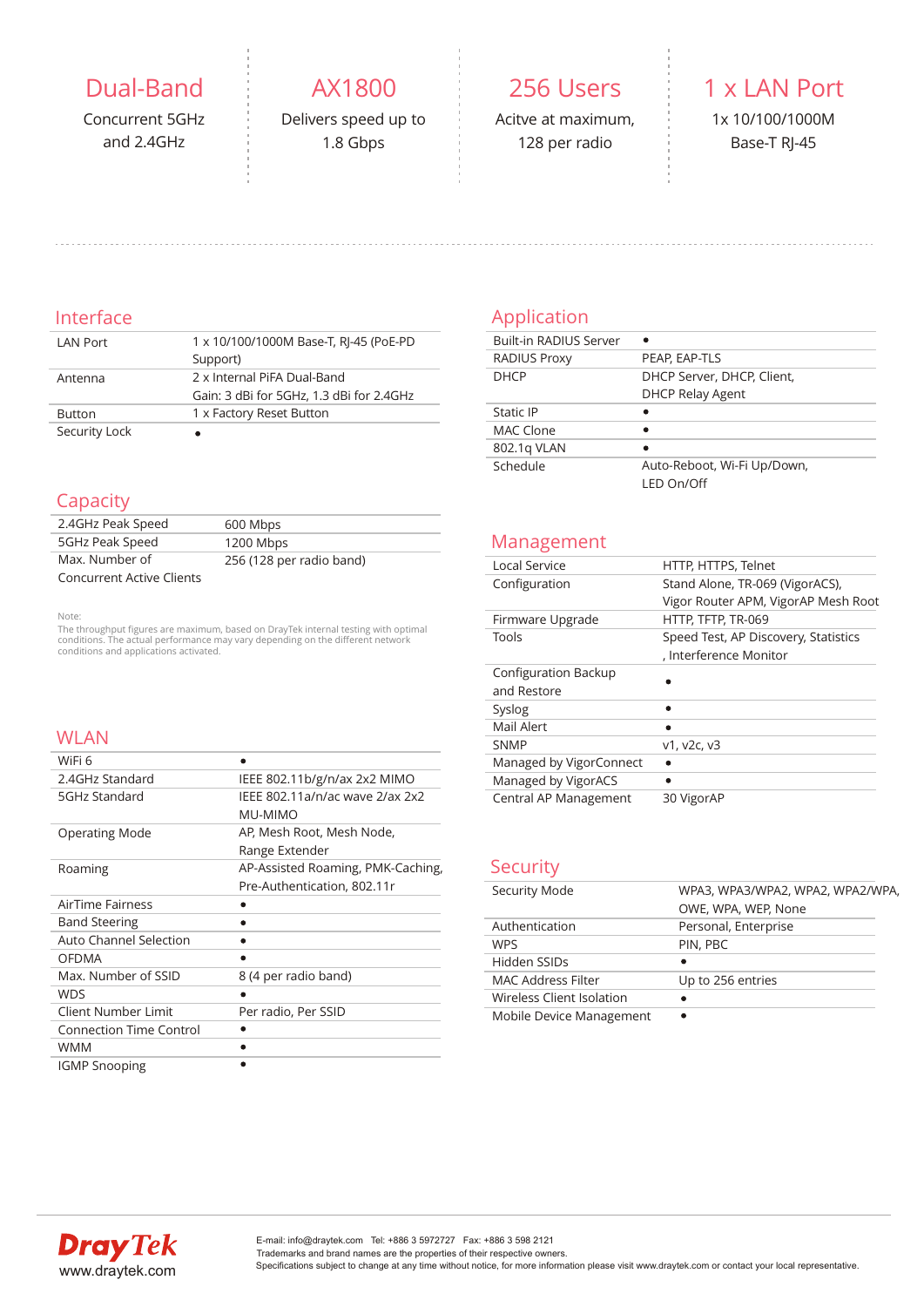## Dual-Band

Concurrent 5GHz and 2.4GHz

## AX1800

Delivers speed up to 1.8 Gbps

## 256 Users

Acitve at maximum, 128 per radio

## 1 x LAN Port

1x 10/100/1000M Base-T RJ-45

## Interface

| | |
|---|---|
| LAN Port | 1 x 10/100/1000M Base-T, RJ-45 (PoE-PD Support) |
| Antenna | 2 x Internal PiFA Dual-Band<br>Gain: 3 dBi for 5GHz, 1.3 dBi for 2.4GHz |
| Button | 1 x Factory Reset Button |
| Security Lock | • |

## Capacity

| | |
|---|---|
| 2.4GHz Peak Speed | 600 Mbps |
| 5GHz Peak Speed | 1200 Mbps |
| Max. Number of Concurrent Active Clients | 256 (128 per radio band) |

Note:
The throughput figures are maximum, based on DrayTek internal testing with optimal conditions. The actual performance may vary depending on the different network conditions and applications activated.

## WLAN

| | |
|---|---|
| WiFi 6 | • |
| 2.4GHz Standard | IEEE 802.11b/g/n/ax 2x2 MIMO |
| 5GHz Standard | IEEE 802.11a/n/ac wave 2/ax 2x2 MU-MIMO |
| Operating Mode | AP, Mesh Root, Mesh Node, Range Extender |
| Roaming | AP-Assisted Roaming, PMK-Caching, Pre-Authentication, 802.11r |
| AirTime Fairness | • |
| Band Steering | • |
| Auto Channel Selection | • |
| OFDMA | • |
| Max. Number of SSID | 8 (4 per radio band) |
| WDS | • |
| Client Number Limit | Per radio, Per SSID |
| Connection Time Control | • |
| WMM | • |
| IGMP Snooping | • |

## Application

| | |
|---|---|
| Built-in RADIUS Server | • |
| RADIUS Proxy | PEAP, EAP-TLS |
| DHCP | DHCP Server, DHCP, Client, DHCP Relay Agent |
| Static IP | • |
| MAC Clone | • |
| 802.1q VLAN | • |
| Schedule | Auto-Reboot, Wi-Fi Up/Down, LED On/Off |

## Management

| | |
|---|---|
| Local Service | HTTP, HTTPS, Telnet |
| Configuration | Stand Alone, TR-069 (VigorACS), Vigor Router APM, VigorAP Mesh Root |
| Firmware Upgrade | HTTP, TFTP, TR-069 |
| Tools | Speed Test, AP Discovery, Statistics , Interference Monitor |
| Configuration Backup and Restore | • |
| Syslog | • |
| Mail Alert | • |
| SNMP | v1, v2c, v3 |
| Managed by VigorConnect | • |
| Managed by VigorACS | • |
| Central AP Management | 30 VigorAP |

## Security

| | |
|---|---|
| Security Mode | WPA3, WPA3/WPA2, WPA2, WPA2/WPA, OWE, WPA, WEP, None |
| Authentication | Personal, Enterprise |
| WPS | PIN, PBC |
| Hidden SSIDs | • |
| MAC Address Filter | Up to 256 entries |
| Wireless Client Isolation | • |
| Mobile Device Management | • |

DrayTek
www.draytek.com

E-mail: info@draytek.com Tel: +886 3 5972727 Fax: +886 3 598 2121
Trademarks and brand names are the properties of their respective owners.
Specifications subject to change at any time without notice, for more information please visit www.draytek.com or contact your local representative.